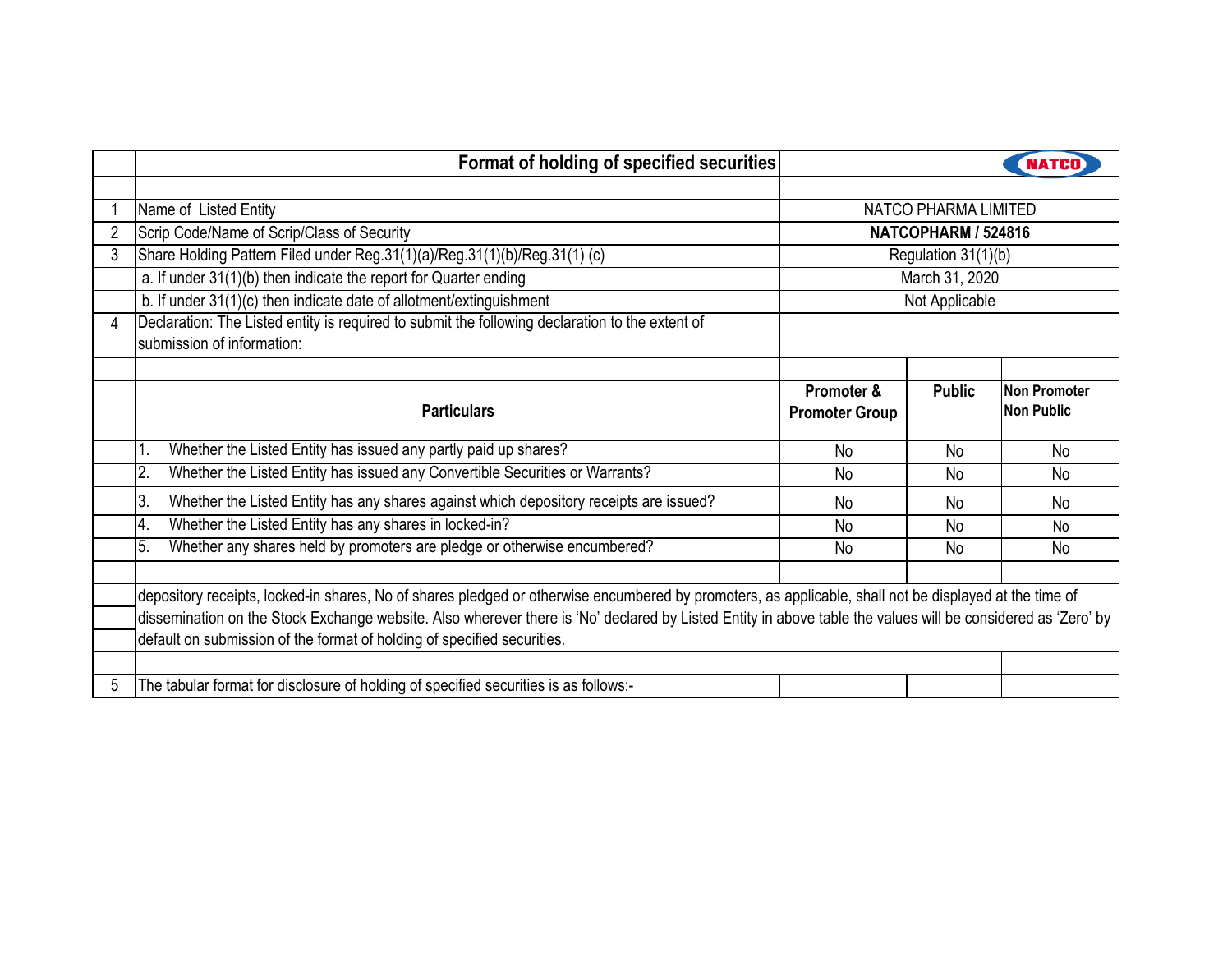# Format of holding of specified securities

| | | | | |
|---|---|---|---|---|
| 1 | Name of Listed Entity | NATCO PHARMA LIMITED | | |
| 2 | Scrip Code/Name of Scrip/Class of Security | **NATCOPHARM / 524816** | | |
| 3 | Share Holding Pattern Filed under Reg.31(1)(a)/Reg.31(1)(b)/Reg.31(1) (c) | Regulation 31(1)(b) | | |
| | a. If under 31(1)(b) then indicate the report for Quarter ending | March 31, 2020 | | |
| | b. If under 31(1)(c) then indicate date of allotment/extinguishment | Not Applicable | | |
| 4 | Declaration: The Listed entity is required to submit the following declaration to the extent of submission of information: | | | |

| | Particulars | Promoter & Promoter Group | Public | Non Promoter Non Public |
|---|---|---|---|---|
| | 1. Whether the Listed Entity has issued any partly paid up shares? | No | No | No |
| | 2. Whether the Listed Entity has issued any Convertible Securities or Warrants? | No | No | No |
| | 3. Whether the Listed Entity has any shares against which depository receipts are issued? | No | No | No |
| | 4. Whether the Listed Entity has any shares in locked-in? | No | No | No |
| | 5. Whether any shares held by promoters are pledge or otherwise encumbered? | No | No | No |

depository receipts, locked-in shares, No of shares pledged or otherwise encumbered by promoters, as applicable, shall not be displayed at the time of dissemination on the Stock Exchange website. Also wherever there is 'No' declared by Listed Entity in above table the values will be considered as 'Zero' by default on submission of the format of holding of specified securities.

5 The tabular format for disclosure of holding of specified securities is as follows:-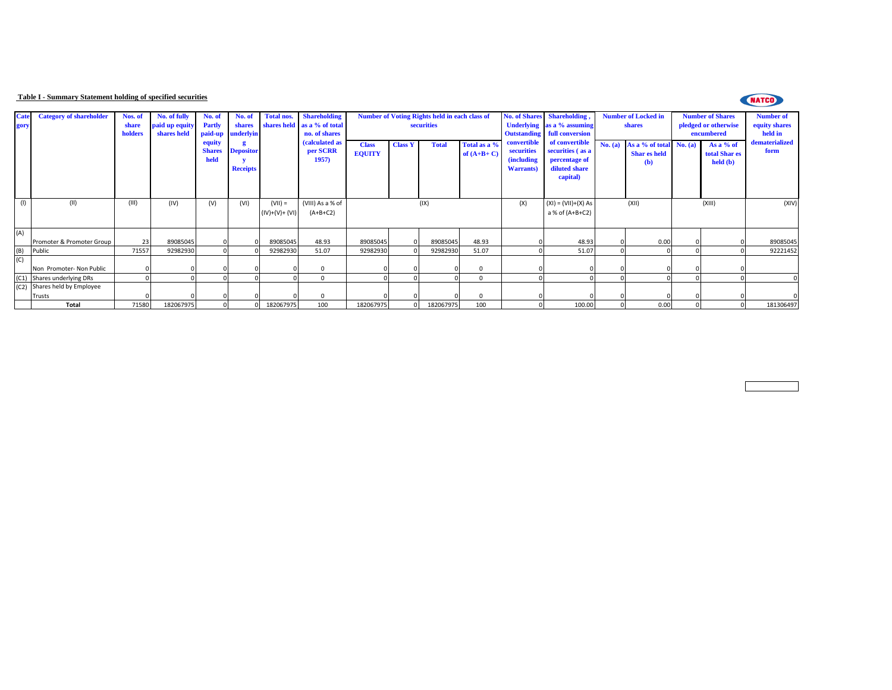**Table I - Summary Statement holding of specified securities**

| Category | Category of shareholder | Nos. of share holders | No. of fully paid up equity shares held | No. of Partly paid-up equity Shares held | No. of shares underlying Depository Receipts | Total nos. shares held | Shareholding as a % of total no. of shares (calculated as per SCRR 1957) | Number of Voting Rights held in each class of securities | | | | No. of Shares Underlying Outstanding convertible securities (including Warrants) | Shareholding , as a % assuming full conversion of convertible securities ( as a percentage of diluted share capital) | Number of Locked in shares | | Number of Shares pledged or otherwise encumbered | | Number of equity shares held in dematerialized form |
|---|---|---|---|---|---|---|---|---|---|---|---|---|---|---|---|---|---|---|
| | | | | | | | | Class EQUITY | Class Y | Total | Total as a % of (A+B+ C) | | | No. (a) | As a % of total Shar es held (b) | No. (a) | As a % of total Shar es held (b) | |
| (I) | (II) | (III) | (IV) | (V) | (VI) | (VII) = (IV)+(V)+ (VI) | (VIII) As a % of (A+B+C2) | (IX) | | | | (X) | (XI) = (VII)+(X) As a % of (A+B+C2) | (XII) | | (XIII) | | (XIV) |
| (A) | Promoter & Promoter Group | 23 | 89085045 | 0 | 0 | 89085045 | 48.93 | 89085045 | 0 | 89085045 | 48.93 | 0 | 48.93 | 0 | 0.00 | 0 | 0 | 89085045 |
| (B) | Public | 71557 | 92982930 | 0 | 0 | 92982930 | 51.07 | 92982930 | 0 | 92982930 | 51.07 | 0 | 51.07 | 0 | 0 | 0 | 0 | 92221452 |
| (C) | Non Promoter- Non Public | 0 | 0 | 0 | 0 | 0 | 0 | 0 | 0 | 0 | 0 | 0 | 0 | 0 | 0 | 0 | 0 | |
| (C1) | Shares underlying DRs | 0 | 0 | 0 | 0 | 0 | 0 | 0 | 0 | 0 | 0 | 0 | 0 | 0 | 0 | 0 | 0 | 0 |
| (C2) | Shares held by Employee Trusts | 0 | 0 | 0 | 0 | 0 | 0 | 0 | 0 | 0 | 0 | 0 | 0 | 0 | 0 | 0 | 0 | 0 |
| | **Total** | 71580 | 182067975 | 0 | 0 | 182067975 | 100 | 182067975 | 0 | 182067975 | 100 | 0 | 100.00 | 0 | 0.00 | 0 | 0 | 181306497 |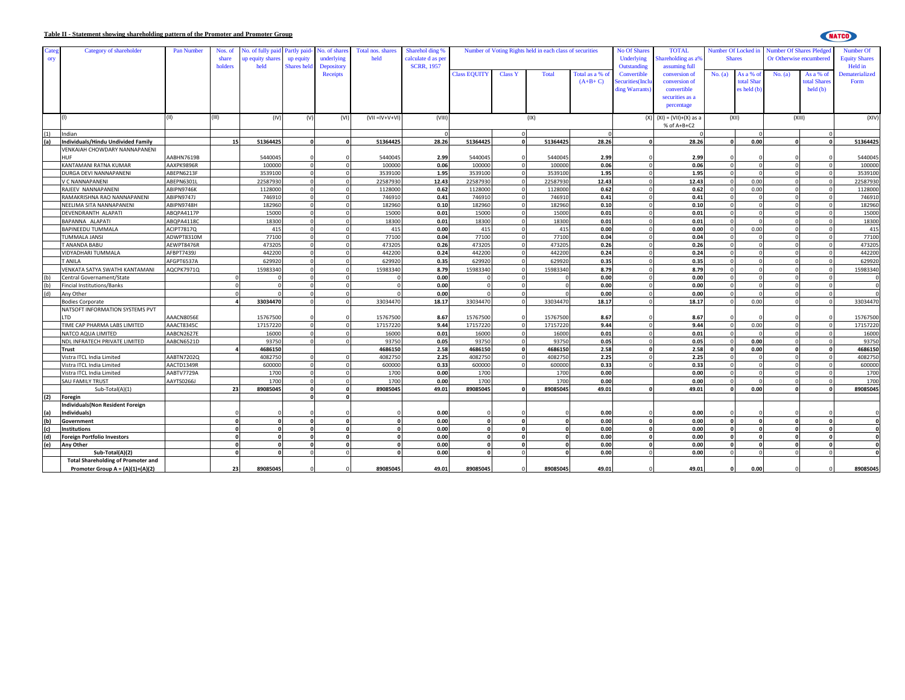## Table II - Statement showing shareholding pattern of the Promoter and Promoter Group

| Category | Category of shareholder | Pan Number | Nos. of share holders | No. of fully paid up equity shares held | Partly paid-up equity Shares held | No. of shares underlying Depository Receipts | Total nos. shares held | Sharehol ding % calculate d as per SCRR, 1957 | Number of Voting Rights held in each class of securities | | | | No Of Shares Underlying Outstanding Convertible Securities(Including Warrants) | TOTAL Shareholding as a% assuming full conversion of conversion of convertible securities as a percentage | Number Of Locked in Shares | | Number Of Shares Pledged Or Otherwise encumbered | | Number Of Equity Shares Held in Dematerialized Form |
|---|---|---|---|---|---|---|---|---|---|---|---|---|---|---|---|---|---|---|---|
| | | | | | | | | | Class EQUITY | Class Y | Total | Total as a % of (A+B+ C) | | | No. (a) | As a % of total Shares held (b) | No. (a) | As a % of total Shares held (b) | |
| | (I) | (II) | (III) | (IV) | (V) | (VI) | (VII =IV+V+VI) | (VIII) | (IX) | | | | (X) | (XI) = (VII)+(X) as a % of A+B+C2 | (XII) | | (XIII) | | (XIV) |
| (1) | Indian | | | | | | | 0 | | 0 | | 0 | | 0 | | 0 | | 0 | |
| (a) | **Individuals/Hindu Undivided Family** | | **15** | **51364425** | **0** | **0** | **51364425** | **28.26** | **51364425** | **0** | **51364425** | **28.26** | **0** | **28.26** | **0** | **0.00** | **0** | **0** | **51364425** |
| | VENKAIAH CHOWDARY NANNAPANENI HUF | AABHN7619B | | 5440045 | 0 | 0 | 5440045 | **2.99** | 5440045 | 0 | 5440045 | **2.99** | 0 | **2.99** | 0 | 0 | 0 | 0 | 5440045 |
| | KANTAMANI RATNA KUMAR | AAXPK9896R | | 100000 | 0 | 0 | 100000 | **0.06** | 100000 | 0 | 100000 | **0.06** | 0 | **0.06** | 0 | 0 | 0 | 0 | 100000 |
| | DURGA DEVI NANNAPANENI | ABEPN6213F | | 3539100 | 0 | 0 | 3539100 | **1.95** | 3539100 | 0 | 3539100 | **1.95** | 0 | **1.95** | 0 | 0 | 0 | 0 | 3539100 |
| | V.C NANNAPANENI | ABEPN6301L | | 22587930 | 0 | 0 | 22587930 | **12.43** | 22587930 | 0 | 22587930 | **12.43** | 0 | **12.43** | 0 | 0.00 | 0 | 0 | 22587930 |
| | RAJEEV NANNAPANENI | ABIPN9746K | | 1128000 | 0 | 0 | 1128000 | **0.62** | 1128000 | 0 | 1128000 | **0.62** | 0 | **0.62** | 0 | 0.00 | 0 | 0 | 1128000 |
| | RAMAKRISHNA RAO NANNAPANENI | ABIPN9747J | | 746910 | 0 | 0 | 746910 | **0.41** | 746910 | 0 | 746910 | **0.41** | 0 | **0.41** | 0 | 0 | 0 | 0 | 746910 |
| | NEELIMA SITA NANNAPANENI | ABIPN9748H | | 182960 | 0 | 0 | 182960 | **0.10** | 182960 | 0 | 182960 | **0.10** | 0 | **0.10** | 0 | 0 | 0 | 0 | 182960 |
| | DEVENDRANTH ALAPATI | ABQPA4117P | | 15000 | 0 | 0 | 15000 | **0.01** | 15000 | 0 | 15000 | **0.01** | 0 | **0.01** | 0 | 0 | 0 | 0 | 15000 |
| | BAPANNA ALAPATI | ABQPA4118C | | 18300 | 0 | 0 | 18300 | **0.01** | 18300 | 0 | 18300 | **0.01** | 0 | **0.01** | 0 | 0 | 0 | 0 | 18300 |
| | BAPINEEDU TUMMALA | ACIPT7817Q | | 415 | 0 | 0 | 415 | **0.00** | 415 | 0 | 415 | **0.00** | 0 | **0.00** | 0 | 0.00 | 0 | 0 | 415 |
| | TUMMALA JANSI | ADWPT8310M | | 77100 | 0 | 0 | 77100 | **0.04** | 77100 | 0 | 77100 | **0.04** | 0 | **0.04** | 0 | 0 | 0 | 0 | 77100 |
| | T ANANDA BABU | AEWPT8476R | | 473205 | 0 | 0 | 473205 | **0.26** | 473205 | 0 | 473205 | **0.26** | 0 | **0.26** | 0 | 0 | 0 | 0 | 473205 |
| | VIDYADHARI TUMMALA | AFBPT7439J | | 442200 | 0 | 0 | 442200 | **0.24** | 442200 | 0 | 442200 | **0.24** | 0 | **0.24** | 0 | 0 | 0 | 0 | 442200 |
| | T ANILA | AFGPT6537A | | 629920 | 0 | 0 | 629920 | **0.35** | 629920 | 0 | 629920 | **0.35** | 0 | **0.35** | 0 | 0 | 0 | 0 | 629920 |
| | VENKATA SATYA SWATHI KANTAMANI | AQCPK7971Q | | 15983340 | 0 | 0 | 15983340 | **8.79** | 15983340 | 0 | 15983340 | **8.79** | 0 | **8.79** | 0 | 0 | 0 | 0 | 15983340 |
| (b) | Central Governament/State | | 0 | 0 | 0 | 0 | 0 | **0.00** | 0 | 0 | 0 | **0.00** | 0 | **0.00** | 0 | 0 | 0 | 0 | 0 |
| (b) | Fincial Institutions/Banks | | 0 | 0 | 0 | 0 | 0 | **0.00** | 0 | 0 | 0 | **0.00** | 0 | **0.00** | 0 | 0 | 0 | 0 | 0 |
| (d) | Any Other | | 0 | 0 | 0 | 0 | 0 | **0.00** | 0 | 0 | 0 | **0.00** | 0 | **0.00** | 0 | 0 | 0 | 0 | 0 |
| | Bodies Corporate | | **4** | **33034470** | 0 | 0 | 33034470 | **18.17** | 33034470 | 0 | 33034470 | **18.17** | 0 | **18.17** | 0 | 0.00 | 0 | 0 | 33034470 |
| | NATSOFT INFORMATION SYSTEMS PVT LTD | AAACN8056E | | 15767500 | 0 | 0 | 15767500 | **8.67** | 15767500 | 0 | 15767500 | **8.67** | 0 | **8.67** | 0 | 0 | 0 | 0 | 15767500 |
| | TIME CAP PHARMA LABS LIMITED | AAACT8345C | | 17157220 | 0 | 0 | 17157220 | **9.44** | 17157220 | 0 | 17157220 | **9.44** | 0 | **9.44** | 0 | 0.00 | 0 | 0 | 17157220 |
| | NATCO AQUA LIMITED | AABCN2627E | | 16000 | 0 | 0 | 16000 | **0.01** | 16000 | 0 | 16000 | **0.01** | 0 | **0.01** | 0 | 0 | 0 | 0 | 16000 |
| | NDL INFRATECH PRIVATE LIMITED | AABCN6521D | | 93750 | 0 | 0 | 93750 | **0.05** | 93750 | 0 | 93750 | **0.05** | 0 | **0.05** | 0 | **0.00** | 0 | 0 | 93750 |
| | **Trust** | | **4** | **4686150** | | | **4686150** | **2.58** | **4686150** | **0** | **4686150** | **2.58** | **0** | **2.58** | **0** | **0.00** | **0** | **0** | **4686150** |
| | Vistra ITCL India Limited | AABTN7202Q | | 4082750 | 0 | 0 | 4082750 | **2.25** | 4082750 | 0 | 4082750 | **2.25** | 0 | **2.25** | 0 | 0 | 0 | 0 | 4082750 |
| | Vistra ITCL India Limited | AACTD1349R | | 600000 | 0 | 0 | 600000 | **0.33** | 600000 | 0 | 600000 | **0.33** | 0 | **0.33** | 0 | 0 | 0 | 0 | 600000 |
| | Vistra ITCL India Limited | AABTV7729A | | 1700 | 0 | 0 | 1700 | **0.00** | 1700 | | 1700 | **0.00** | | **0.00** | 0 | 0 | 0 | 0 | 1700 |
| | SAU FAMILY TRUST | AAYTS0266J | | 1700 | 0 | 0 | 1700 | **0.00** | 1700 | | 1700 | **0.00** | | **0.00** | 0 | 0 | 0 | 0 | 1700 |
| | Sub-Total(A)(1) | | **23** | **89085045** | **0** | **0** | **89085045** | **49.01** | **89085045** | **0** | **89085045** | **49.01** | **0** | **49.01** | **0** | **0.00** | **0** | **0** | **89085045** |
| **(2)** | **Foreign** | | | | **0** | **0** | | | | | | | | | | | | | |
| **(a)** | **Individuals(Non Resident Foreign Individuals)** | | 0 | 0 | 0 | 0 | 0 | **0.00** | 0 | 0 | 0 | **0.00** | 0 | **0.00** | 0 | 0 | 0 | 0 | 0 |
| **(b)** | **Government** | | **0** | **0** | **0** | **0** | **0** | **0.00** | **0** | **0** | **0** | **0.00** | **0** | **0.00** | **0** | **0** | **0** | **0** | **0** |
| **(c)** | **Institutions** | | **0** | **0** | **0** | **0** | **0** | **0.00** | **0** | **0** | **0** | **0.00** | **0** | **0.00** | **0** | **0** | **0** | **0** | **0** |
| **(d)** | **Foreign Portfolio Investors** | | **0** | **0** | **0** | **0** | **0** | **0.00** | **0** | **0** | **0** | **0.00** | **0** | **0.00** | **0** | **0** | **0** | **0** | **0** |
| **(e)** | **Any Other** | | **0** | **0** | **0** | **0** | **0** | **0.00** | **0** | **0** | **0** | **0.00** | **0** | **0.00** | **0** | **0** | **0** | **0** | **0** |
| | **Sub-Total(A)(2)** | | **0** | **0** | 0 | 0 | **0** | **0.00** | **0** | 0 | **0** | **0.00** | 0 | **0.00** | 0 | 0 | 0 | 0 | **0** |
| | **Total Shareholding of Promoter and Promoter Group A = (A)(1)+(A)(2)** | | **23** | **89085045** | 0 | 0 | **89085045** | **49.01** | **89085045** | 0 | **89085045** | **49.01** | 0 | **49.01** | **0** | **0.00** | 0 | 0 | **89085045** |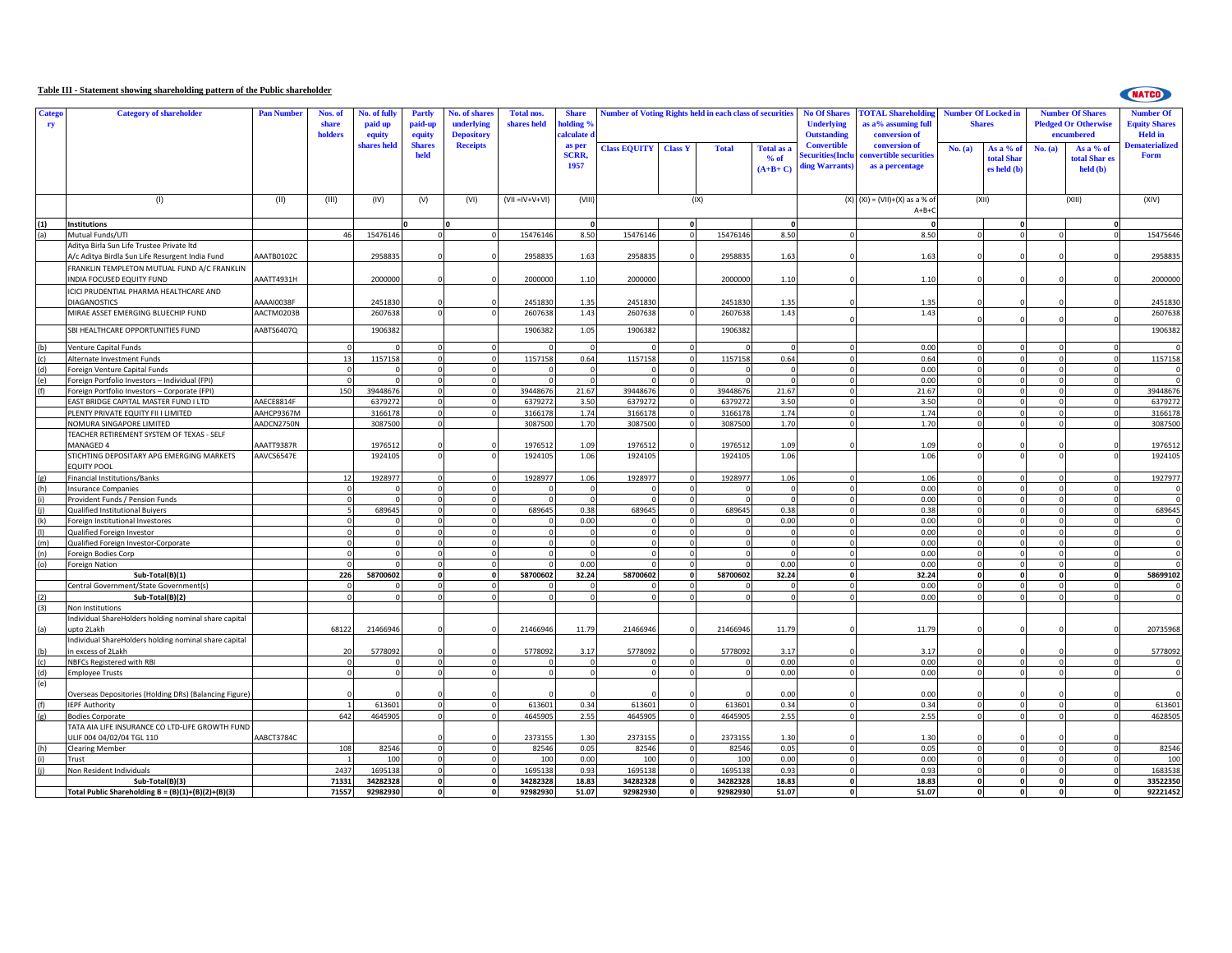**Table III - Statement showing shareholding pattern of the Public shareholder**

| Category | Category of shareholder | Pan Number | Nos. of share holders | No. of fully paid up equity shares held | Partly paid-up equity Shares held | No. of shares underlying Depository Receipts | Total nos. shares held | Share holding % calculated as per SCRR, 1957 | Number of Voting Rights held in each class of securities | | | | No Of Shares Underlying Outstanding Convertible Securities(Including Warrants) | TOTAL Shareholding as a% assuming full conversion of convertible securities as a percentage | Number Of Locked in Shares | | Number Of Shares Pledged Or Otherwise encumbered | | Number Of Equity Shares Held in Dematerialized Form |
|---|---|---|---|---|---|---|---|---|---|---|---|---|---|---|---|---|---|---|---|
| | | | | | | | | | Class EQUITY | Class Y | Total | Total as a % of (A+B+ C) | | | No. (a) | As a % of total Shares held (b) | No. (a) | As a % of total Shar es held (b) | |
| | (I) | (II) | (III) | (IV) | (V) | (VI) | (VII =IV+V+VI) | (VIII) | (IX) | | | | (X) | (XI) = (VII)+(X) as a % of A+B+C | (XII) | | (XIII) | | (XIV) |
| (1) | Institutions | | | | 0 | 0 | | 0 | | 0 | | 0 | | 0 | | 0 | | 0 | |
| (a) | Mutual Funds/UTI | | 46 | 15476146 | 0 | 0 | 15476146 | 8.50 | 15476146 | 0 | 15476146 | 8.50 | 0 | 8.50 | 0 | 0 | 0 | 0 | 15475646 |
| | Aditya Birla Sun Life Trustee Private ltd A/c Aditya Birdla Sun Life Resurgent India Fund | AAATB0102C | | 2958835 | 0 | 0 | 2958835 | 1.63 | 2958835 | 0 | 2958835 | 1.63 | 0 | 1.63 | 0 | 0 | 0 | 0 | 2958835 |
| | FRANKLIN TEMPLETON MUTUAL FUND A/C FRANKLIN INDIA FOCUSED EQUITY FUND | AAATT4931H | | 2000000 | 0 | 0 | 2000000 | 1.10 | 2000000 | 0 | 2000000 | 1.10 | 0 | 1.10 | 0 | 0 | 0 | 0 | 2000000 |
| | ICICI PRUDENTIAL PHARMA HEALTHCARE AND DIAGANOSTICS | AAAAI0038F | | 2451830 | 0 | 0 | 2451830 | 1.35 | 2451830 | | 2451830 | 1.35 | 0 | 1.35 | 0 | 0 | 0 | 0 | 2451830 |
| | MIRAE ASSET EMERGING BLUECHIP FUND | AACTM0203B | | 2607638 | 0 | 0 | 2607638 | 1.43 | 2607638 | 0 | 2607638 | 1.43 | 0 | 1.43 | 0 | 0 | 0 | 0 | 2607638 |
| | SBI HEALTHCARE OPPORTUNITIES FUND | AABTS6407Q | | 1906382 | | | 1906382 | 1.05 | 1906382 | | 1906382 | | | | | | | | 1906382 |
| (b) | Venture Capital Funds | | 0 | 0 | 0 | 0 | 0 | 0 | 0 | 0 | 0 | 0 | 0 | 0.00 | 0 | 0 | 0 | 0 | 0 |
| (c) | Alternate Investment Funds | | 13 | 1157158 | 0 | 0 | 1157158 | 0.64 | 1157158 | 0 | 1157158 | 0.64 | 0 | 0.64 | 0 | 0 | 0 | 0 | 1157158 |
| (d) | Foreign Venture Capital Funds | | 0 | 0 | 0 | 0 | 0 | 0 | 0 | 0 | 0 | 0 | 0 | 0.00 | 0 | 0 | 0 | 0 | 0 |
| (e) | Foreign Portfolio Investors – Individual (FPI) | | 0 | 0 | 0 | 0 | 0 | 0 | 0 | 0 | 0 | 0 | 0 | 0.00 | 0 | 0 | 0 | 0 | 0 |
| (f) | Foreign Portfolio Investors – Corporate (FPI) | | 150 | 39448676 | 0 | 0 | 39448676 | 21.67 | 39448676 | 0 | 39448676 | 21.67 | 0 | 21.67 | 0 | 0 | 0 | 0 | 39448676 |
| | EAST BRIDGE CAPITAL MASTER FUND I LTD | AAECE8814F | | 6379272 | 0 | 0 | 6379272 | 3.50 | 6379272 | 0 | 6379272 | 3.50 | 0 | 3.50 | 0 | 0 | 0 | 0 | 6379272 |
| | PLENTY PRIVATE EQUITY FII I LIMITED | AAHCP9367M | | 3166178 | 0 | 0 | 3166178 | 1.74 | 3166178 | 0 | 3166178 | 1.74 | 0 | 1.74 | 0 | 0 | 0 | 0 | 3166178 |
| | NOMURA SINGAPORE LIMITED | AADCN2750N | | 3087500 | 0 | | 3087500 | 1.70 | 3087500 | 0 | 3087500 | 1.70 | 0 | 1.70 | 0 | 0 | 0 | 0 | 3087500 |
| | TEACHER RETIREMENT SYSTEM OF TEXAS - SELF MANAGED 4 | AAATT9387R | | 1976512 | 0 | 0 | 1976512 | 1.09 | 1976512 | 0 | 1976512 | 1.09 | 0 | 1.09 | 0 | 0 | 0 | 0 | 1976512 |
| | STICHTING DEPOSITARY APG EMERGING MARKETS EQUITY POOL | AAVCS6547E | | 1924105 | 0 | 0 | 1924105 | 1.06 | 1924105 | 0 | 1924105 | 1.06 | 0 | 1.06 | 0 | 0 | 0 | 0 | 1924105 |
| (g) | Financial Institutions/Banks | | 12 | 1928977 | 0 | 0 | 1928977 | 1.06 | 1928977 | 0 | 1928977 | 1.06 | 0 | 1.06 | 0 | 0 | 0 | 0 | 1927977 |
| (h) | Insurance Companies | | 0 | 0 | 0 | 0 | 0 | 0 | 0 | 0 | 0 | 0 | 0 | 0.00 | 0 | 0 | 0 | 0 | 0 |
| (i) | Provident Funds / Pension Funds | | 0 | 0 | 0 | 0 | 0 | 0 | 0 | 0 | 0 | 0 | 0 | 0.00 | 0 | 0 | 0 | 0 | 0 |
| (j) | Qualified Institutional Buiyers | | 5 | 689645 | 0 | 0 | 689645 | 0.38 | 689645 | 0 | 689645 | 0.38 | 0 | 0.38 | 0 | 0 | 0 | 0 | 689645 |
| (k) | Foreign Institutional Investores | | 0 | 0 | 0 | 0 | 0 | 0.00 | 0 | 0 | 0 | 0.00 | 0 | 0.00 | 0 | 0 | 0 | 0 | 0 |
| (l) | Qualified Foreign Investor | | 0 | 0 | 0 | 0 | 0 | 0 | 0 | 0 | 0 | 0 | 0 | 0.00 | 0 | 0 | 0 | 0 | 0 |
| (m) | Qualified Foreign Investor-Corporate | | 0 | 0 | 0 | 0 | 0 | 0 | 0 | 0 | 0 | 0 | 0 | 0.00 | 0 | 0 | 0 | 0 | 0 |
| (n) | Foreign Bodies Corp | | 0 | 0 | 0 | 0 | 0 | 0 | 0 | 0 | 0 | 0 | 0 | 0.00 | 0 | 0 | 0 | 0 | 0 |
| (o) | Foreign Nation | | 0 | 0 | 0 | 0 | 0 | 0.00 | 0 | 0 | 0 | 0.00 | 0 | 0.00 | 0 | 0 | 0 | 0 | 0 |
| | **Sub-Total(B)(1)** | | **226** | **58700602** | **0** | **0** | **58700602** | **32.24** | **58700602** | **0** | **58700602** | **32.24** | **0** | **32.24** | **0** | **0** | **0** | **0** | **58699102** |
| | Central Government/State Government(s) | | 0 | 0 | 0 | 0 | 0 | 0 | 0 | 0 | 0 | 0 | 0 | 0.00 | 0 | 0 | 0 | 0 | 0 |
| (2) | **Sub-Total(B)(2)** | | 0 | 0 | 0 | 0 | 0 | 0 | 0 | 0 | 0 | 0 | 0 | 0.00 | 0 | 0 | 0 | 0 | 0 |
| (3) | Non Institutions | | | | | | | | | | | | | | | | | | |
| (a) | Individual ShareHolders holding nominal share capital upto 2Lakh | | 68122 | 21466946 | 0 | 0 | 21466946 | 11.79 | 21466946 | 0 | 21466946 | 11.79 | 0 | 11.79 | 0 | 0 | 0 | 0 | 20735968 |
| (b) | Individual ShareHolders holding nominal share capital in excess of 2Lakh | | 20 | 5778092 | 0 | 0 | 5778092 | 3.17 | 5778092 | 0 | 5778092 | 3.17 | 0 | 3.17 | 0 | 0 | 0 | 0 | 5778092 |
| (c) | NBFCs Registered with RBI | | 0 | 0 | 0 | 0 | 0 | 0 | 0 | 0 | 0 | 0.00 | 0 | 0.00 | 0 | 0 | 0 | 0 | 0 |
| (d) | Employee Trusts | | 0 | 0 | 0 | 0 | 0 | 0 | 0 | 0 | 0 | 0.00 | 0 | 0.00 | 0 | 0 | 0 | 0 | 0 |
| (e) | Overseas Depositories (Holding DRs) (Balancing Figure) | | 0 | 0 | 0 | 0 | 0 | 0 | 0 | 0 | 0 | 0.00 | 0 | 0.00 | 0 | 0 | 0 | 0 | 0 |
| (f) | IEPF Authority | | 1 | 613601 | 0 | 0 | 613601 | 0.34 | 613601 | 0 | 613601 | 0.34 | 0 | 0.34 | 0 | 0 | 0 | 0 | 613601 |
| (g) | Bodies Corporate | | 642 | 4645905 | 0 | 0 | 4645905 | 2.55 | 4645905 | 0 | 4645905 | 2.55 | 0 | 2.55 | 0 | 0 | 0 | 0 | 4628505 |
| | TATA AIA LIFE INSURANCE CO LTD-LIFE GROWTH FUND ULIF 004 04/02/04 TGL 110 | AABCT3784C | | | 0 | 0 | 2373155 | 1.30 | 2373155 | 0 | 2373155 | 1.30 | 0 | 1.30 | 0 | 0 | 0 | 0 | |
| (h) | Clearing Member | | 108 | 82546 | 0 | 0 | 82546 | 0.05 | 82546 | 0 | 82546 | 0.05 | 0 | 0.05 | 0 | 0 | 0 | 0 | 82546 |
| (i) | Trust | | 1 | 100 | 0 | 0 | 100 | 0.00 | 100 | 0 | 100 | 0.00 | 0 | 0.00 | 0 | 0 | 0 | 0 | 100 |
| (j) | Non Resident Individuals | | 2437 | 1695138 | 0 | 0 | 1695138 | 0.93 | 1695138 | 0 | 1695138 | 0.93 | 0 | 0.93 | 0 | 0 | 0 | 0 | 1683538 |
| | **Sub-Total(B)(3)** | | **71331** | **34282328** | **0** | **0** | **34282328** | **18.83** | **34282328** | **0** | **34282328** | **18.83** | **0** | **18.83** | **0** | **0** | **0** | **0** | **33522350** |
| | **Total Public Shareholding B = (B)(1)+(B)(2)+(B)(3)** | | **71557** | **92982930** | **0** | **0** | **92982930** | **51.07** | **92982930** | **0** | **92982930** | **51.07** | **0** | **51.07** | **0** | **0** | **0** | **0** | **92221452** |